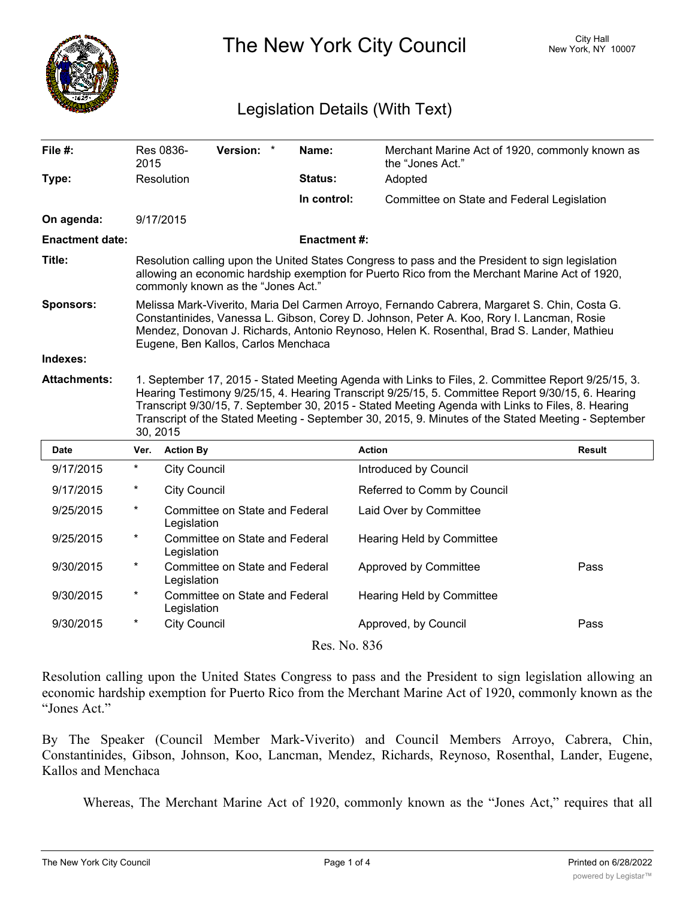# The New York City Council

City Hall
New York, NY 10007

## Legislation Details (With Text)

| | | | |
|---|---|---|---|
| **File #:** | Res 0836-2015 **Version:** * | **Name:** | Merchant Marine Act of 1920, commonly known as the "Jones Act." |
| **Type:** | Resolution | **Status:** | Adopted |
| | | **In control:** | Committee on State and Federal Legislation |
| **On agenda:** | 9/17/2015 | | |
| **Enactment date:** | | **Enactment #:** | |

**Title:** Resolution calling upon the United States Congress to pass and the President to sign legislation allowing an economic hardship exemption for Puerto Rico from the Merchant Marine Act of 1920, commonly known as the "Jones Act."

**Sponsors:** Melissa Mark-Viverito, Maria Del Carmen Arroyo, Fernando Cabrera, Margaret S. Chin, Costa G. Constantinides, Vanessa L. Gibson, Corey D. Johnson, Peter A. Koo, Rory I. Lancman, Rosie Mendez, Donovan J. Richards, Antonio Reynoso, Helen K. Rosenthal, Brad S. Lander, Mathieu Eugene, Ben Kallos, Carlos Menchaca

**Indexes:**

**Attachments:** 1. September 17, 2015 - Stated Meeting Agenda with Links to Files, 2. Committee Report 9/25/15, 3. Hearing Testimony 9/25/15, 4. Hearing Transcript 9/25/15, 5. Committee Report 9/30/15, 6. Hearing Transcript 9/30/15, 7. September 30, 2015 - Stated Meeting Agenda with Links to Files, 8. Hearing Transcript of the Stated Meeting - September 30, 2015, 9. Minutes of the Stated Meeting - September 30, 2015

| Date | Ver. | Action By | Action | Result |
|---|---|---|---|---|
| 9/17/2015 | * | City Council | Introduced by Council | |
| 9/17/2015 | * | City Council | Referred to Comm by Council | |
| 9/25/2015 | * | Committee on State and Federal Legislation | Laid Over by Committee | |
| 9/25/2015 | * | Committee on State and Federal Legislation | Hearing Held by Committee | |
| 9/30/2015 | * | Committee on State and Federal Legislation | Approved by Committee | Pass |
| 9/30/2015 | * | Committee on State and Federal Legislation | Hearing Held by Committee | |
| 9/30/2015 | * | City Council | Approved, by Council | Pass |

Res. No. 836

Resolution calling upon the United States Congress to pass and the President to sign legislation allowing an economic hardship exemption for Puerto Rico from the Merchant Marine Act of 1920, commonly known as the "Jones Act."

By The Speaker (Council Member Mark-Viverito) and Council Members Arroyo, Cabrera, Chin, Constantinides, Gibson, Johnson, Koo, Lancman, Mendez, Richards, Reynoso, Rosenthal, Lander, Eugene, Kallos and Menchaca

Whereas, The Merchant Marine Act of 1920, commonly known as the "Jones Act," requires that all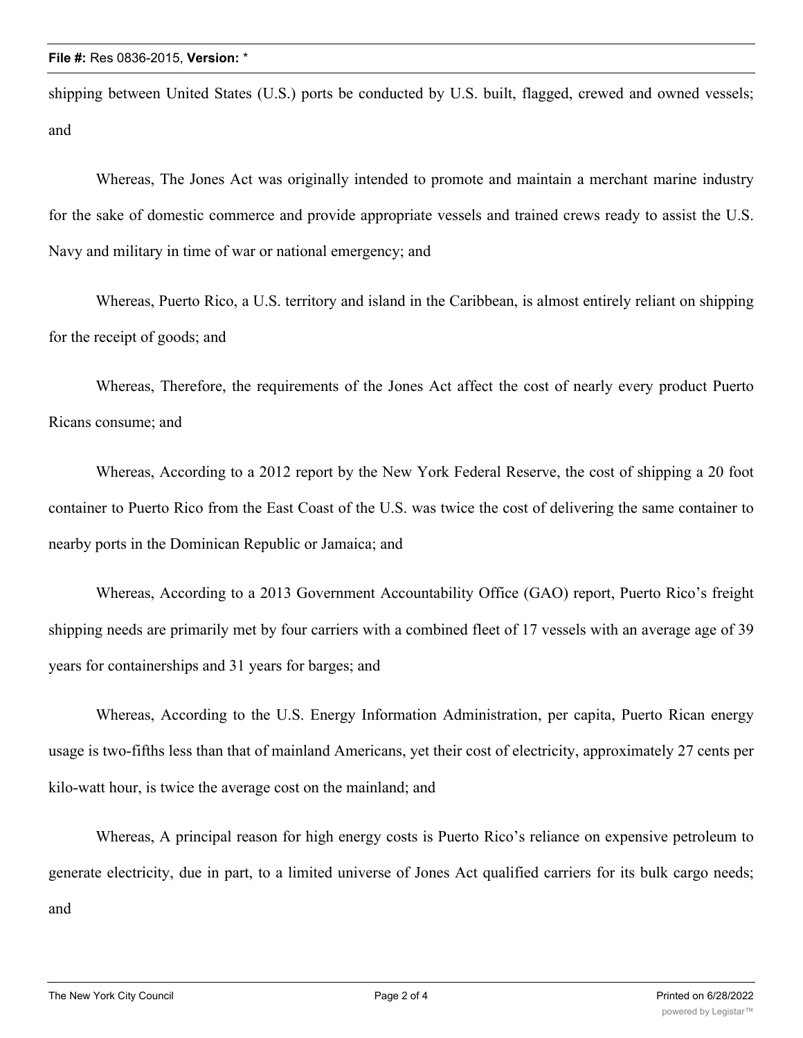shipping between United States (U.S.) ports be conducted by U.S. built, flagged, crewed and owned vessels; and

Whereas, The Jones Act was originally intended to promote and maintain a merchant marine industry for the sake of domestic commerce and provide appropriate vessels and trained crews ready to assist the U.S. Navy and military in time of war or national emergency; and

Whereas, Puerto Rico, a U.S. territory and island in the Caribbean, is almost entirely reliant on shipping for the receipt of goods; and

Whereas, Therefore, the requirements of the Jones Act affect the cost of nearly every product Puerto Ricans consume; and

Whereas, According to a 2012 report by the New York Federal Reserve, the cost of shipping a 20 foot container to Puerto Rico from the East Coast of the U.S. was twice the cost of delivering the same container to nearby ports in the Dominican Republic or Jamaica; and

Whereas, According to a 2013 Government Accountability Office (GAO) report, Puerto Rico's freight shipping needs are primarily met by four carriers with a combined fleet of 17 vessels with an average age of 39 years for containerships and 31 years for barges; and

Whereas, According to the U.S. Energy Information Administration, per capita, Puerto Rican energy usage is two-fifths less than that of mainland Americans, yet their cost of electricity, approximately 27 cents per kilo-watt hour, is twice the average cost on the mainland; and

Whereas, A principal reason for high energy costs is Puerto Rico's reliance on expensive petroleum to generate electricity, due in part, to a limited universe of Jones Act qualified carriers for its bulk cargo needs; and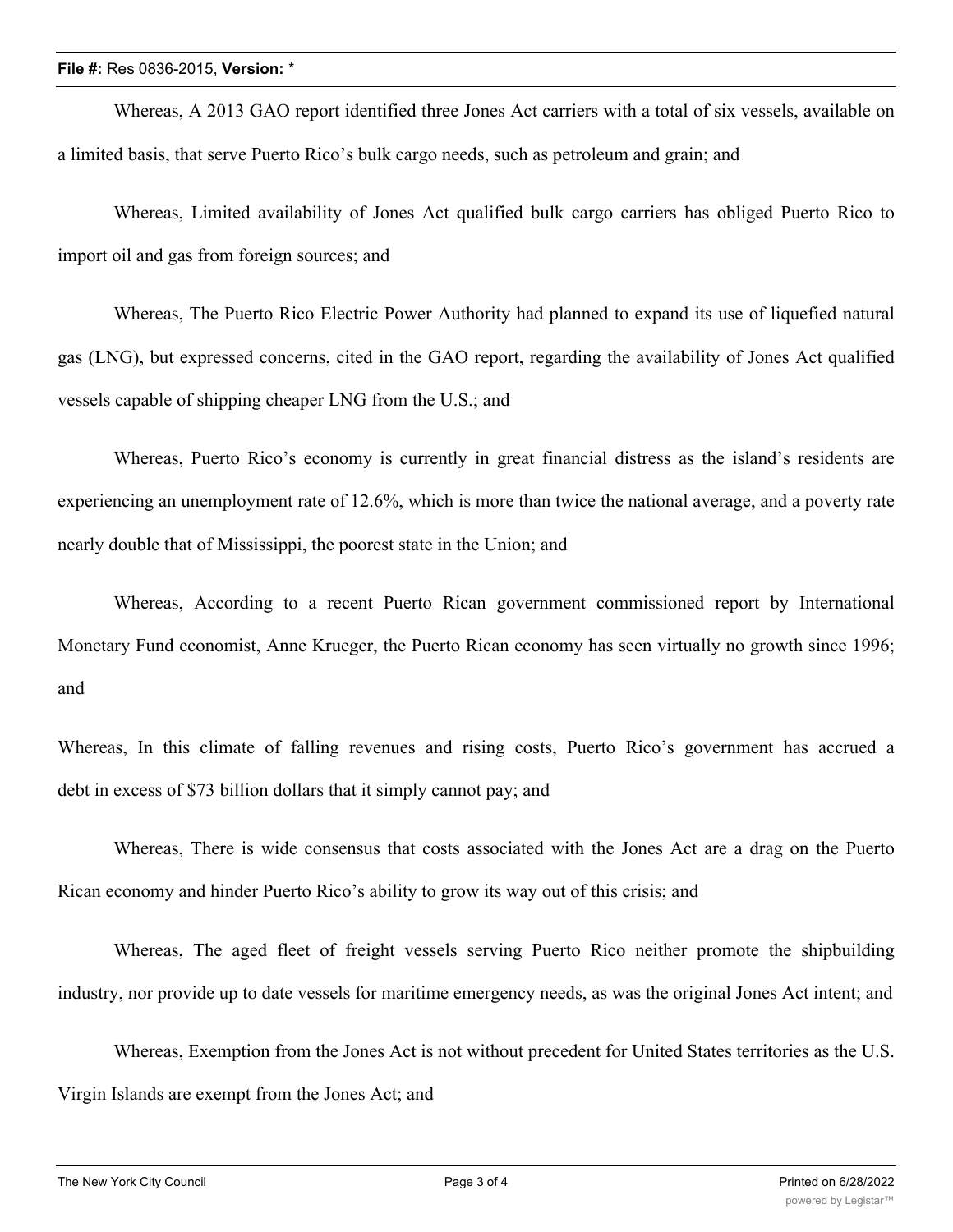Whereas, A 2013 GAO report identified three Jones Act carriers with a total of six vessels, available on a limited basis, that serve Puerto Rico's bulk cargo needs, such as petroleum and grain; and

Whereas, Limited availability of Jones Act qualified bulk cargo carriers has obliged Puerto Rico to import oil and gas from foreign sources; and

Whereas, The Puerto Rico Electric Power Authority had planned to expand its use of liquefied natural gas (LNG), but expressed concerns, cited in the GAO report, regarding the availability of Jones Act qualified vessels capable of shipping cheaper LNG from the U.S.; and

Whereas, Puerto Rico's economy is currently in great financial distress as the island's residents are experiencing an unemployment rate of 12.6%, which is more than twice the national average, and a poverty rate nearly double that of Mississippi, the poorest state in the Union; and

Whereas, According to a recent Puerto Rican government commissioned report by International Monetary Fund economist, Anne Krueger, the Puerto Rican economy has seen virtually no growth since 1996; and

Whereas, In this climate of falling revenues and rising costs, Puerto Rico's government has accrued a debt in excess of $73 billion dollars that it simply cannot pay; and

Whereas, There is wide consensus that costs associated with the Jones Act are a drag on the Puerto Rican economy and hinder Puerto Rico's ability to grow its way out of this crisis; and

Whereas, The aged fleet of freight vessels serving Puerto Rico neither promote the shipbuilding industry, nor provide up to date vessels for maritime emergency needs, as was the original Jones Act intent; and

Whereas, Exemption from the Jones Act is not without precedent for United States territories as the U.S. Virgin Islands are exempt from the Jones Act; and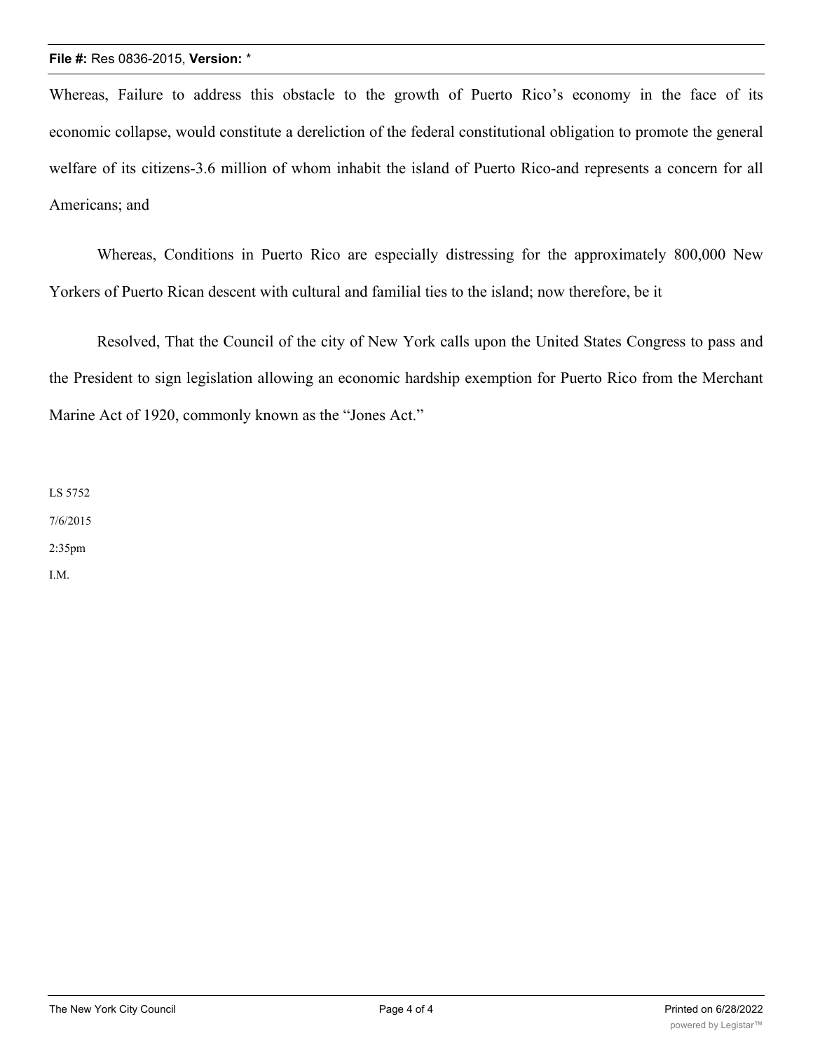Whereas, Failure to address this obstacle to the growth of Puerto Rico's economy in the face of its economic collapse, would constitute a dereliction of the federal constitutional obligation to promote the general welfare of its citizens-3.6 million of whom inhabit the island of Puerto Rico-and represents a concern for all Americans; and

Whereas, Conditions in Puerto Rico are especially distressing for the approximately 800,000 New Yorkers of Puerto Rican descent with cultural and familial ties to the island; now therefore, be it

Resolved, That the Council of the city of New York calls upon the United States Congress to pass and the President to sign legislation allowing an economic hardship exemption for Puerto Rico from the Merchant Marine Act of 1920, commonly known as the "Jones Act."

LS 5752

7/6/2015

2:35pm

I.M.